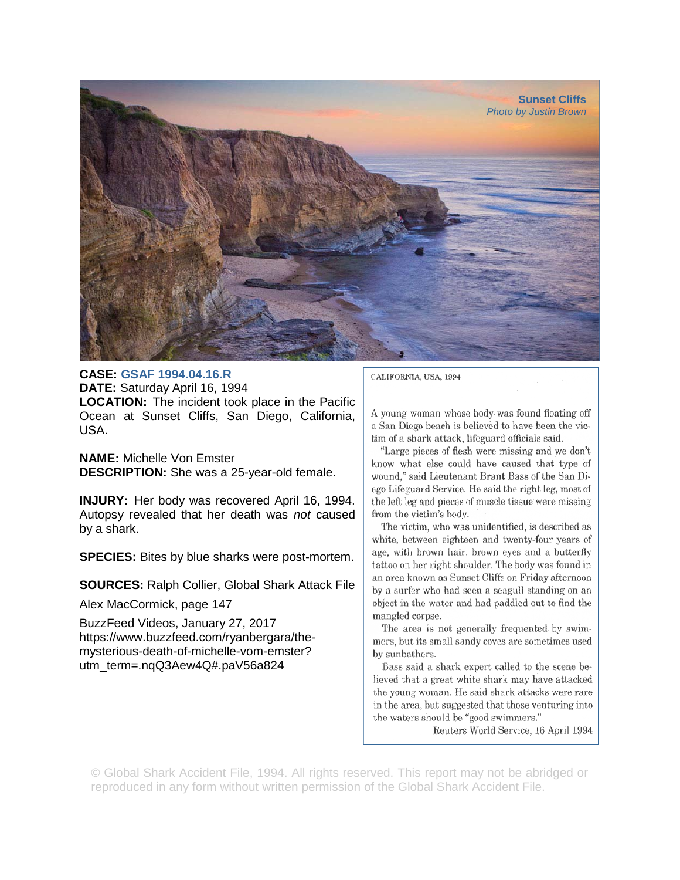Sunset Cliffs
*Photo by Justin Brown*

**CASE:** **GSAF 1994.04.16.R**
**DATE:** Saturday April 16, 1994
**LOCATION:** The incident took place in the Pacific Ocean at Sunset Cliffs, San Diego, California, USA.

**NAME:** Michelle Von Emster
**DESCRIPTION:** She was a 25-year-old female.

**INJURY:** Her body was recovered April 16, 1994. Autopsy revealed that her death was *not* caused by a shark.

**SPECIES:** Bites by blue sharks were post-mortem.

**SOURCES:** Ralph Collier, Global Shark Attack File

Alex MacCormick, page 147

BuzzFeed Videos, January 27, 2017
https://www.buzzfeed.com/ryanbergara/the-mysterious-death-of-michelle-vom-emster?utm_term=.nqQ3Aew4Q#.paV56a824

CALIFORNIA, USA, 1994

A young woman whose body was found floating off a San Diego beach is believed to have been the victim of a shark attack, lifeguard officials said.

"Large pieces of flesh were missing and we don't know what else could have caused that type of wound," said Lieutenant Brant Bass of the San Diego Lifeguard Service. He said the right leg, most of the left leg and pieces of muscle tissue were missing from the victim's body.

The victim, who was unidentified, is described as white, between eighteen and twenty-four years of age, with brown hair, brown eyes and a butterfly tattoo on her right shoulder. The body was found in an area known as Sunset Cliffs on Friday afternoon by a surfer who had seen a seagull standing on an object in the water and had paddled out to find the mangled corpse.

The area is not generally frequented by swimmers, but its small sandy coves are sometimes used by sunbathers.

Bass said a shark expert called to the scene believed that a great white shark may have attacked the young woman. He said shark attacks were rare in the area, but suggested that those venturing into the waters should be "good swimmers."

Reuters World Service, 16 April 1994

© Global Shark Accident File, 1994. All rights reserved. This report may not be abridged or reproduced in any form without written permission of the Global Shark Accident File.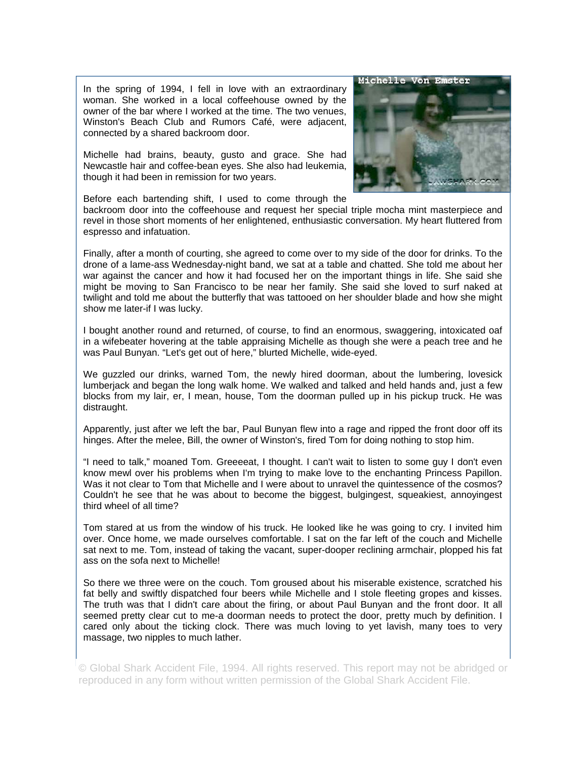In the spring of 1994, I fell in love with an extraordinary woman. She worked in a local coffeehouse owned by the owner of the bar where I worked at the time. The two venues, Winston's Beach Club and Rumors Café, were adjacent, connected by a shared backroom door.

Michelle had brains, beauty, gusto and grace. She had Newcastle hair and coffee-bean eyes. She also had leukemia, though it had been in remission for two years.

Before each bartending shift, I used to come through the backroom door into the coffeehouse and request her special triple mocha mint masterpiece and revel in those short moments of her enlightened, enthusiastic conversation. My heart fluttered from espresso and infatuation.

Finally, after a month of courting, she agreed to come over to my side of the door for drinks. To the drone of a lame-ass Wednesday-night band, we sat at a table and chatted. She told me about her war against the cancer and how it had focused her on the important things in life. She said she might be moving to San Francisco to be near her family. She said she loved to surf naked at twilight and told me about the butterfly that was tattooed on her shoulder blade and how she might show me later-if I was lucky.

I bought another round and returned, of course, to find an enormous, swaggering, intoxicated oaf in a wifebeater hovering at the table appraising Michelle as though she were a peach tree and he was Paul Bunyan. "Let's get out of here," blurted Michelle, wide-eyed.

We guzzled our drinks, warned Tom, the newly hired doorman, about the lumbering, lovesick lumberjack and began the long walk home. We walked and talked and held hands and, just a few blocks from my lair, er, I mean, house, Tom the doorman pulled up in his pickup truck. He was distraught.

Apparently, just after we left the bar, Paul Bunyan flew into a rage and ripped the front door off its hinges. After the melee, Bill, the owner of Winston's, fired Tom for doing nothing to stop him.

"I need to talk," moaned Tom. Greeeeat, I thought. I can't wait to listen to some guy I don't even know mewl over his problems when I'm trying to make love to the enchanting Princess Papillon. Was it not clear to Tom that Michelle and I were about to unravel the quintessence of the cosmos? Couldn't he see that he was about to become the biggest, bulgingest, squeakiest, annoyingest third wheel of all time?

Tom stared at us from the window of his truck. He looked like he was going to cry. I invited him over. Once home, we made ourselves comfortable. I sat on the far left of the couch and Michelle sat next to me. Tom, instead of taking the vacant, super-dooper reclining armchair, plopped his fat ass on the sofa next to Michelle!

So there we three were on the couch. Tom groused about his miserable existence, scratched his fat belly and swiftly dispatched four beers while Michelle and I stole fleeting gropes and kisses. The truth was that I didn't care about the firing, or about Paul Bunyan and the front door. It all seemed pretty clear cut to me-a doorman needs to protect the door, pretty much by definition. I cared only about the ticking clock. There was much loving to yet lavish, many toes to very massage, two nipples to much lather.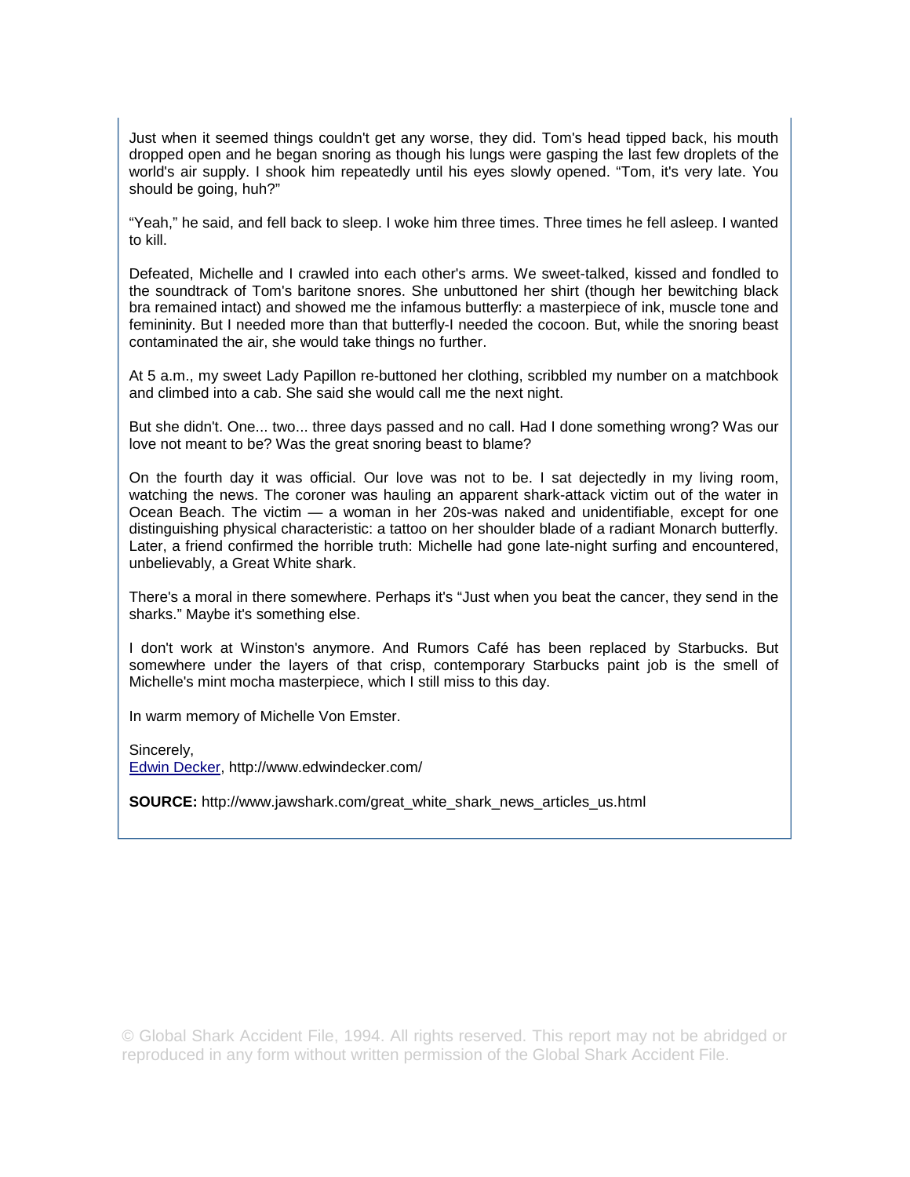Just when it seemed things couldn't get any worse, they did. Tom's head tipped back, his mouth dropped open and he began snoring as though his lungs were gasping the last few droplets of the world's air supply. I shook him repeatedly until his eyes slowly opened. “Tom, it's very late. You should be going, huh?”

“Yeah,” he said, and fell back to sleep. I woke him three times. Three times he fell asleep. I wanted to kill.

Defeated, Michelle and I crawled into each other's arms. We sweet-talked, kissed and fondled to the soundtrack of Tom's baritone snores. She unbuttoned her shirt (though her bewitching black bra remained intact) and showed me the infamous butterfly: a masterpiece of ink, muscle tone and femininity. But I needed more than that butterfly-I needed the cocoon. But, while the snoring beast contaminated the air, she would take things no further.

At 5 a.m., my sweet Lady Papillon re-buttoned her clothing, scribbled my number on a matchbook and climbed into a cab. She said she would call me the next night.

But she didn't. One... two... three days passed and no call. Had I done something wrong? Was our love not meant to be? Was the great snoring beast to blame?

On the fourth day it was official. Our love was not to be. I sat dejectedly in my living room, watching the news. The coroner was hauling an apparent shark-attack victim out of the water in Ocean Beach. The victim — a woman in her 20s-was naked and unidentifiable, except for one distinguishing physical characteristic: a tattoo on her shoulder blade of a radiant Monarch butterfly. Later, a friend confirmed the horrible truth: Michelle had gone late-night surfing and encountered, unbelievably, a Great White shark.

There's a moral in there somewhere. Perhaps it's “Just when you beat the cancer, they send in the sharks.” Maybe it's something else.

I don't work at Winston's anymore. And Rumors Café has been replaced by Starbucks. But somewhere under the layers of that crisp, contemporary Starbucks paint job is the smell of Michelle's mint mocha masterpiece, which I still miss to this day.

In warm memory of Michelle Von Emster.

Sincerely,
Edwin Decker, http://www.edwindecker.com/

**SOURCE:** http://www.jawshark.com/great_white_shark_news_articles_us.html

© Global Shark Accident File, 1994. All rights reserved. This report may not be abridged or reproduced in any form without written permission of the Global Shark Accident File.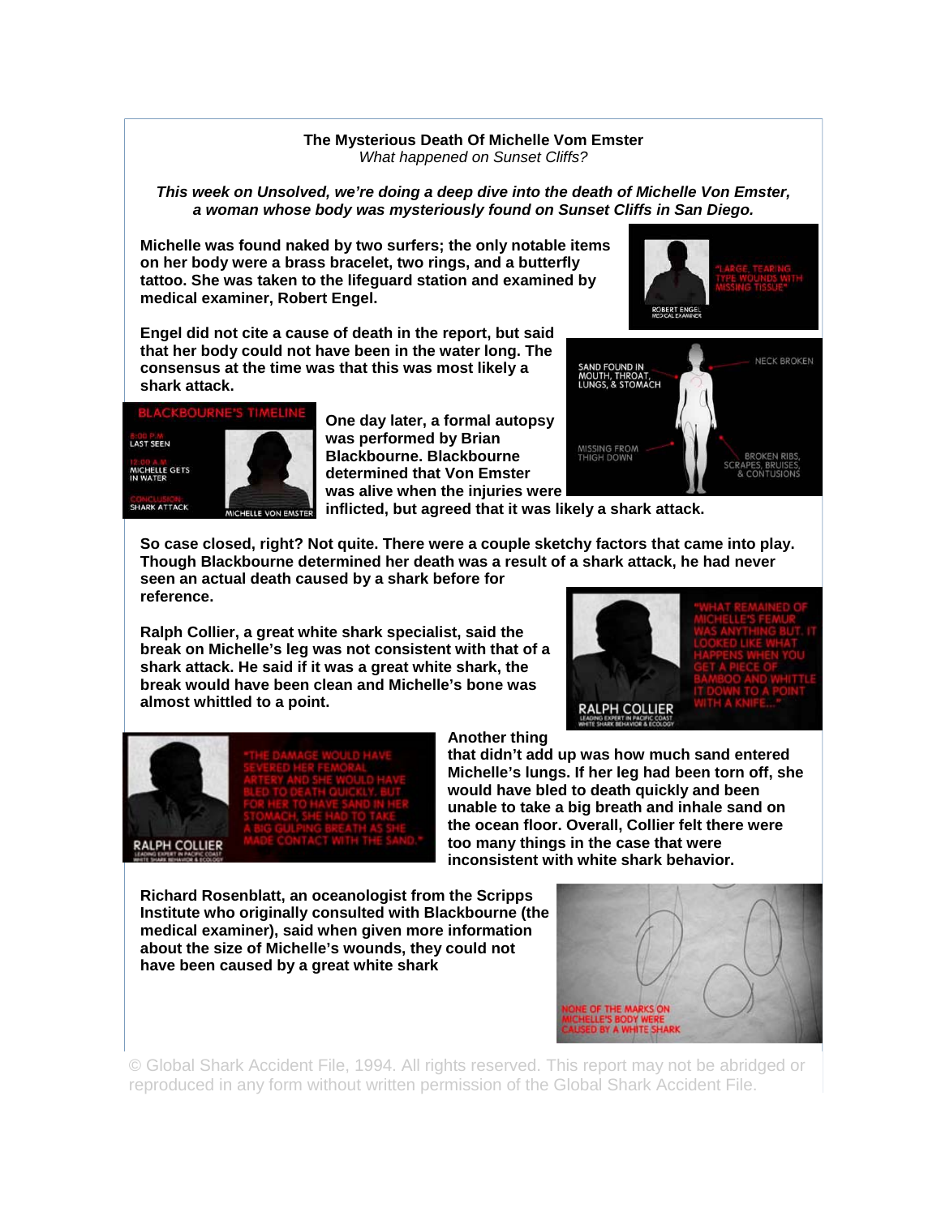**The Mysterious Death Of Michelle Vom Emster**
*What happened on Sunset Cliffs?*

***This week on Unsolved, we're doing a deep dive into the death of Michelle Von Emster, a woman whose body was mysteriously found on Sunset Cliffs in San Diego.***

**Michelle was found naked by two surfers; the only notable items on her body were a brass bracelet, two rings, and a butterfly tattoo. She was taken to the lifeguard station and examined by medical examiner, Robert Engel.**

**Engel did not cite a cause of death in the report, but said that her body could not have been in the water long. The consensus at the time was that this was most likely a shark attack.**

**One day later, a formal autopsy was performed by Brian Blackbourne. Blackbourne determined that Von Emster was alive when the injuries were inflicted, but agreed that it was likely a shark attack.**

**So case closed, right? Not quite. There were a couple sketchy factors that came into play. Though Blackbourne determined her death was a result of a shark attack, he had never seen an actual death caused by a shark before for reference.**

**Ralph Collier, a great white shark specialist, said the break on Michelle's leg was not consistent with that of a shark attack. He said if it was a great white shark, the break would have been clean and Michelle's bone was almost whittled to a point.**

**Another thing that didn't add up was how much sand entered Michelle's lungs. If her leg had been torn off, she would have bled to death quickly and been unable to take a big breath and inhale sand on the ocean floor. Overall, Collier felt there were too many things in the case that were inconsistent with white shark behavior.**

**Richard Rosenblatt, an oceanologist from the Scripps Institute who originally consulted with Blackbourne (the medical examiner), said when given more information about the size of Michelle's wounds, they could not have been caused by a great white shark**

© Global Shark Accident File, 1994. All rights reserved. This report may not be abridged or reproduced in any form without written permission of the Global Shark Accident File.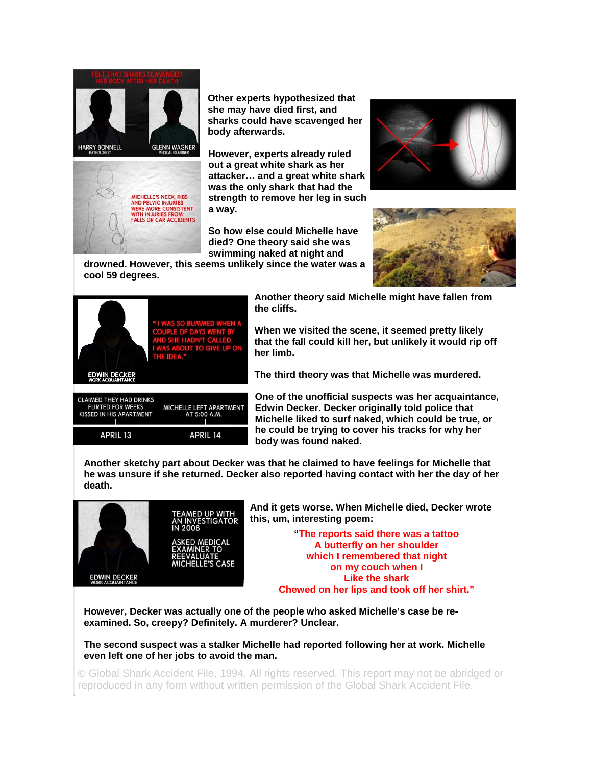**Other experts hypothesized that she may have died first, and sharks could have scavenged her body afterwards.**

**However, experts already ruled out a great white shark as her attacker… and a great white shark was the only shark that had the strength to remove her leg in such a way.**

**So how else could Michelle have died? One theory said she was swimming naked at night and drowned. However, this seems unlikely since the water was a cool 59 degrees.**

**Another theory said Michelle might have fallen from the cliffs.**

**When we visited the scene, it seemed pretty likely that the fall could kill her, but unlikely it would rip off her limb.**

**The third theory was that Michelle was murdered.**

**One of the unofficial suspects was her acquaintance, Edwin Decker. Decker originally told police that Michelle liked to surf naked, which could be true, or he could be trying to cover his tracks for why her body was found naked.**

**Another sketchy part about Decker was that he claimed to have feelings for Michelle that he was unsure if she returned. Decker also reported having contact with her the day of her death.**

**And it gets worse. When Michelle died, Decker wrote this, um, interesting poem:**

**"The reports said there was a tattoo**
**A butterfly on her shoulder**
**which I remembered that night**
**on my couch when I**
**Like the shark**
**Chewed on her lips and took off her shirt."**

**However, Decker was actually one of the people who asked Michelle's case be re-examined. So, creepy? Definitely. A murderer? Unclear.**

**The second suspect was a stalker Michelle had reported following her at work. Michelle even left one of her jobs to avoid the man.**

© Global Shark Accident File, 1994. All rights reserved. This report may not be abridged or reproduced in any form without written permission of the Global Shark Accident File.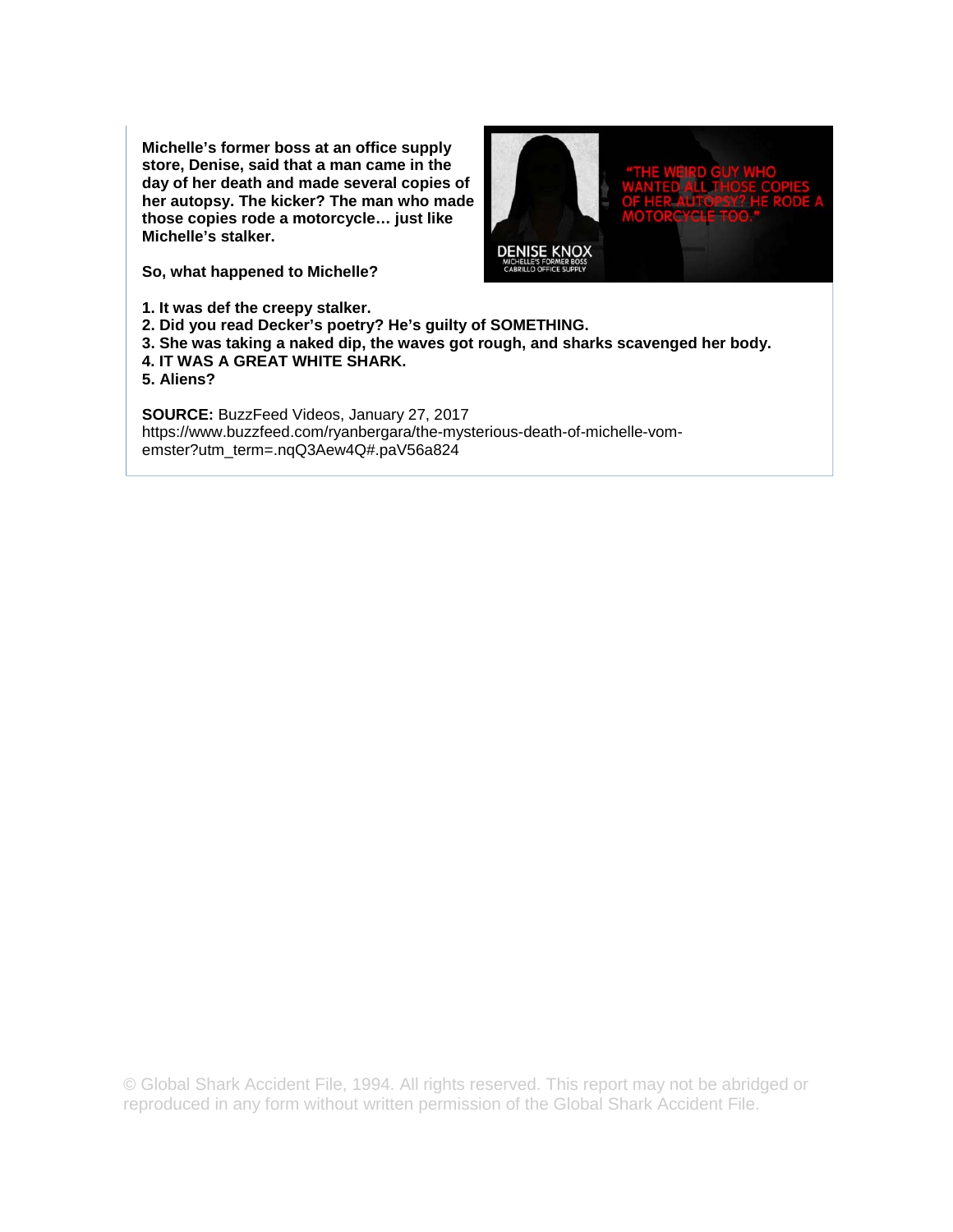**Michelle's former boss at an office supply store, Denise, said that a man came in the day of her death and made several copies of her autopsy. The kicker? The man who made those copies rode a motorcycle… just like Michelle's stalker.**

**So, what happened to Michelle?**

1. **It was def the creepy stalker.**
2. **Did you read Decker's poetry? He's guilty of SOMETHING.**
3. **She was taking a naked dip, the waves got rough, and sharks scavenged her body.**
4. **IT WAS A GREAT WHITE SHARK.**
5. **Aliens?**

**SOURCE:** BuzzFeed Videos, January 27, 2017
https://www.buzzfeed.com/ryanbergara/the-mysterious-death-of-michelle-vom-emster?utm_term=.nqQ3Aew4Q#.paV56a824